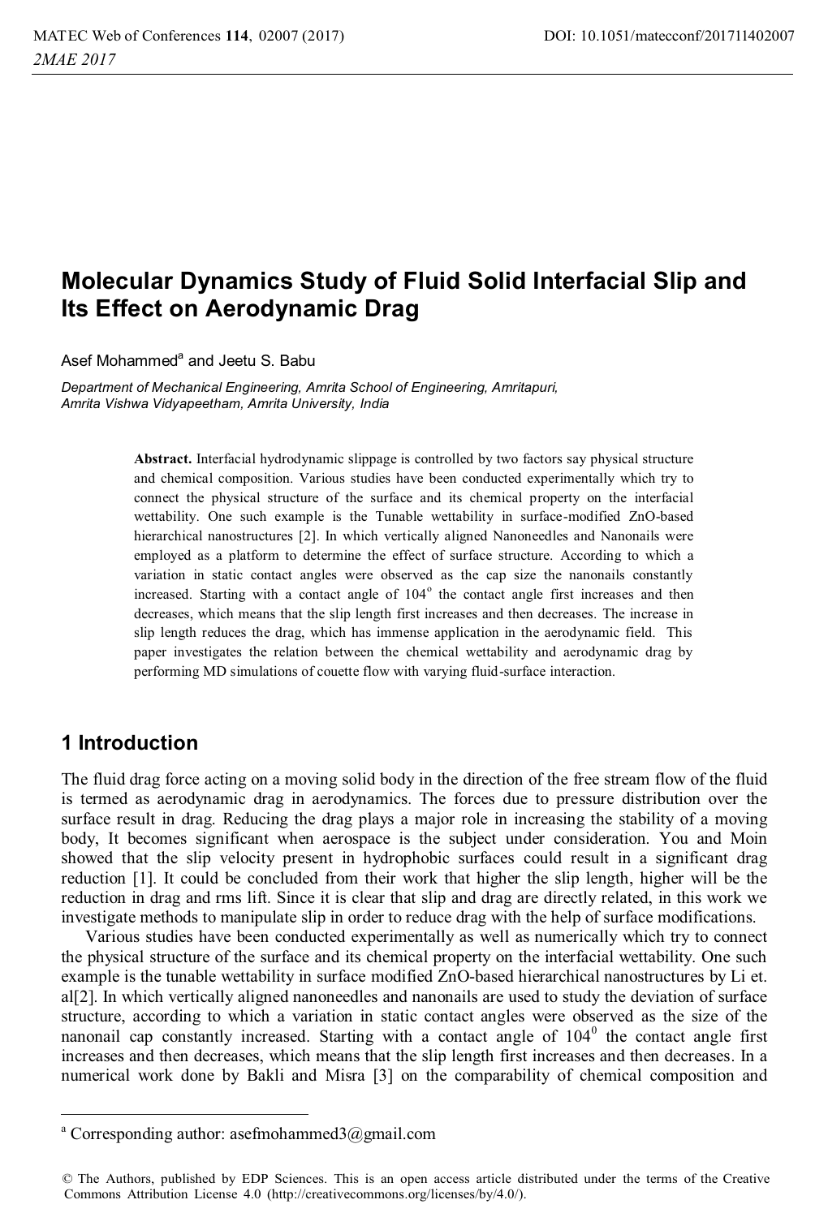# Molecular Dynamics Study of Fluid Solid Interfacial Slip and Its Effect on Aerodynamic Drag

Asef Mohammed[a] and Jeetu S. Babu

*Department of Mechanical Engineering, Amrita School of Engineering, Amritapuri, Amrita Vishwa Vidyapeetham, Amrita University, India*

**Abstract.** Interfacial hydrodynamic slippage is controlled by two factors say physical structure and chemical composition. Various studies have been conducted experimentally which try to connect the physical structure of the surface and its chemical property on the interfacial wettability. One such example is the Tunable wettability in surface-modified ZnO-based hierarchical nanostructures [2]. In which vertically aligned Nanoneedles and Nanonails were employed as a platform to determine the effect of surface structure. According to which a variation in static contact angles were observed as the cap size the nanonails constantly increased. Starting with a contact angle of $104^o$ the contact angle first increases and then decreases, which means that the slip length first increases and then decreases. The increase in slip length reduces the drag, which has immense application in the aerodynamic field. This paper investigates the relation between the chemical wettability and aerodynamic drag by performing MD simulations of couette flow with varying fluid-surface interaction.

## 1 Introduction

The fluid drag force acting on a moving solid body in the direction of the free stream flow of the fluid is termed as aerodynamic drag in aerodynamics. The forces due to pressure distribution over the surface result in drag. Reducing the drag plays a major role in increasing the stability of a moving body, It becomes significant when aerospace is the subject under consideration. You and Moin showed that the slip velocity present in hydrophobic surfaces could result in a significant drag reduction [1]. It could be concluded from their work that higher the slip length, higher will be the reduction in drag and rms lift. Since it is clear that slip and drag are directly related, in this work we investigate methods to manipulate slip in order to reduce drag with the help of surface modifications.

Various studies have been conducted experimentally as well as numerically which try to connect the physical structure of the surface and its chemical property on the interfacial wettability. One such example is the tunable wettability in surface modified ZnO-based hierarchical nanostructures by Li et. al[2]. In which vertically aligned nanoneedles and nanonails are used to study the deviation of surface structure, according to which a variation in static contact angles were observed as the size of the nanonail cap constantly increased. Starting with a contact angle of $104^0$ the contact angle first increases and then decreases, which means that the slip length first increases and then decreases. In a numerical work done by Bakli and Misra [3] on the comparability of chemical composition and

---

[a] Corresponding author: asefmohammed3@gmail.com

© The Authors, published by EDP Sciences. This is an open access article distributed under the terms of the Creative Commons Attribution License 4.0 (http://creativecommons.org/licenses/by/4.0/).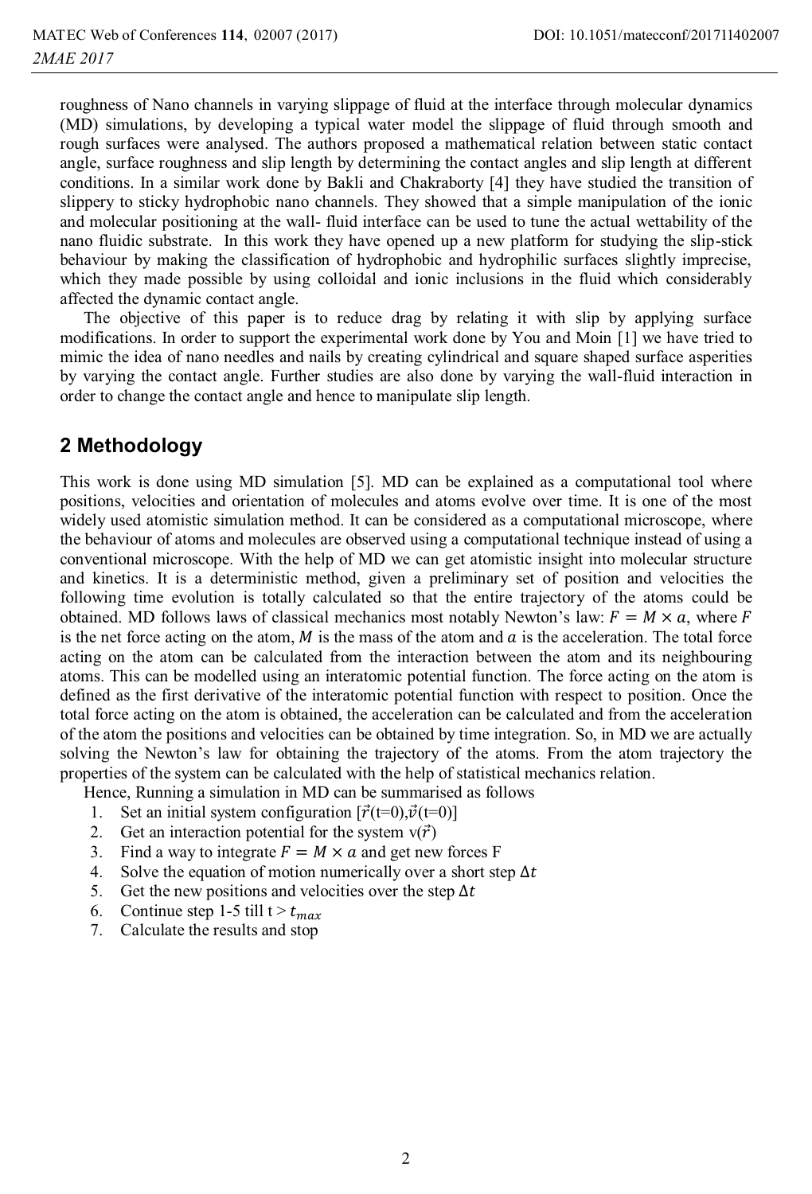roughness of Nano channels in varying slippage of fluid at the interface through molecular dynamics (MD) simulations, by developing a typical water model the slippage of fluid through smooth and rough surfaces were analysed. The authors proposed a mathematical relation between static contact angle, surface roughness and slip length by determining the contact angles and slip length at different conditions. In a similar work done by Bakli and Chakraborty [4] they have studied the transition of slippery to sticky hydrophobic nano channels. They showed that a simple manipulation of the ionic and molecular positioning at the wall- fluid interface can be used to tune the actual wettability of the nano fluidic substrate. In this work they have opened up a new platform for studying the slip-stick behaviour by making the classification of hydrophobic and hydrophilic surfaces slightly imprecise, which they made possible by using colloidal and ionic inclusions in the fluid which considerably affected the dynamic contact angle.

The objective of this paper is to reduce drag by relating it with slip by applying surface modifications. In order to support the experimental work done by You and Moin [1] we have tried to mimic the idea of nano needles and nails by creating cylindrical and square shaped surface asperities by varying the contact angle. Further studies are also done by varying the wall-fluid interaction in order to change the contact angle and hence to manipulate slip length.

## 2 Methodology

This work is done using MD simulation [5]. MD can be explained as a computational tool where positions, velocities and orientation of molecules and atoms evolve over time. It is one of the most widely used atomistic simulation method. It can be considered as a computational microscope, where the behaviour of atoms and molecules are observed using a computational technique instead of using a conventional microscope. With the help of MD we can get atomistic insight into molecular structure and kinetics. It is a deterministic method, given a preliminary set of position and velocities the following time evolution is totally calculated so that the entire trajectory of the atoms could be obtained. MD follows laws of classical mechanics most notably Newton's law: $F = M \times a$, where $F$ is the net force acting on the atom, $M$ is the mass of the atom and $a$ is the acceleration. The total force acting on the atom can be calculated from the interaction between the atom and its neighbouring atoms. This can be modelled using an interatomic potential function. The force acting on the atom is defined as the first derivative of the interatomic potential function with respect to position. Once the total force acting on the atom is obtained, the acceleration can be calculated and from the acceleration of the atom the positions and velocities can be obtained by time integration. So, in MD we are actually solving the Newton's law for obtaining the trajectory of the atoms. From the atom trajectory the properties of the system can be calculated with the help of statistical mechanics relation.

Hence, Running a simulation in MD can be summarised as follows

1. Set an initial system configuration [$\vec{r}$(t=0),$\vec{v}$(t=0)]
2. Get an interaction potential for the system v($\vec{r}$)
3. Find a way to integrate $F = M \times a$ and get new forces F
4. Solve the equation of motion numerically over a short step $\Delta t$
5. Get the new positions and velocities over the step $\Delta t$
6. Continue step 1-5 till t > $t_{max}$
7. Calculate the results and stop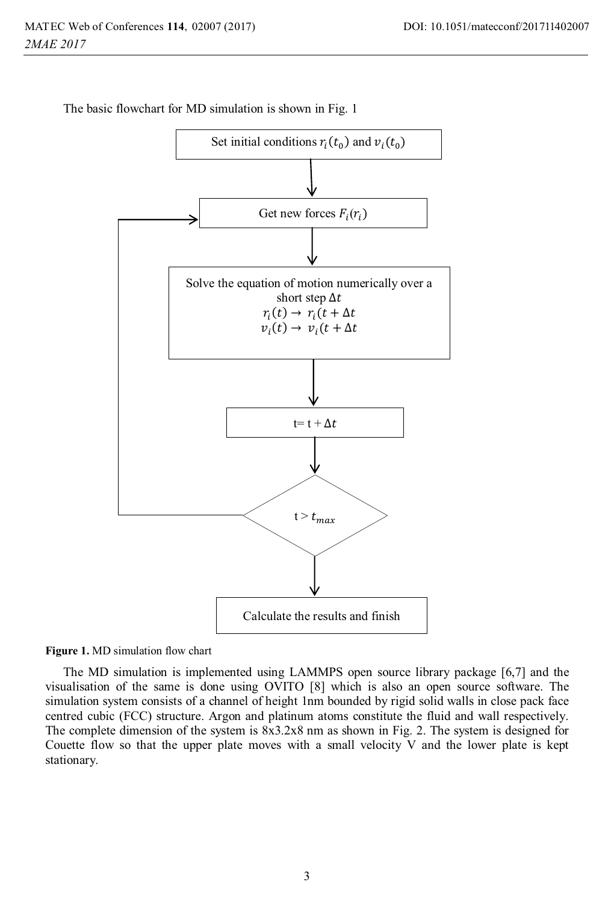The basic flowchart for MD simulation is shown in Fig. 1

Set initial conditions $r_i(t_0)$ and $v_i(t_0)$

Get new forces $F_i(r_i)$

Solve the equation of motion numerically over a short step $\Delta t$
$r_i(t) \rightarrow r_i(t + \Delta t$
$v_i(t) \rightarrow v_i(t + \Delta t$

t= t + $\Delta t$

t > $t_{max}$

Calculate the results and finish

**Figure 1.** MD simulation flow chart

The MD simulation is implemented using LAMMPS open source library package [6,7] and the visualisation of the same is done using OVITO [8] which is also an open source software. The simulation system consists of a channel of height 1nm bounded by rigid solid walls in close pack face centred cubic (FCC) structure. Argon and platinum atoms constitute the fluid and wall respectively. The complete dimension of the system is 8x3.2x8 nm as shown in Fig. 2. The system is designed for Couette flow so that the upper plate moves with a small velocity V and the lower plate is kept stationary.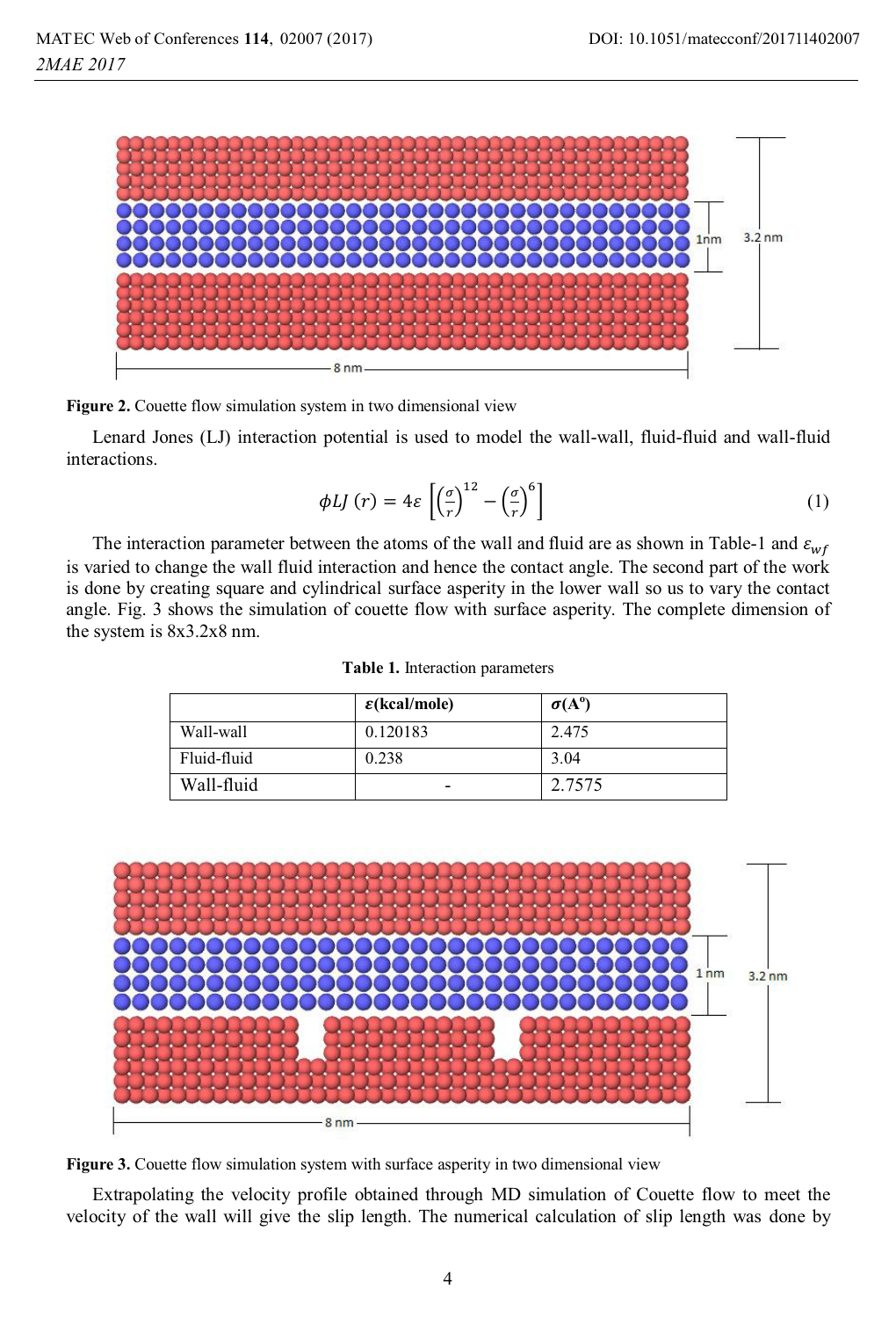Figure 2. Couette flow simulation system in two dimensional view

Lenard Jones (LJ) interaction potential is used to model the wall-wall, fluid-fluid and wall-fluid interactions.

$$\phi LJ\,(r) = 4\varepsilon\left[\left(\frac{\sigma}{r}\right)^{12} - \left(\frac{\sigma}{r}\right)^{6}\right] \tag{1}$$

The interaction parameter between the atoms of the wall and fluid are as shown in Table-1 and $\varepsilon_{wf}$ is varied to change the wall fluid interaction and hence the contact angle. The second part of the work is done by creating square and cylindrical surface asperity in the lower wall so us to vary the contact angle. Fig. 3 shows the simulation of couette flow with surface asperity. The complete dimension of the system is 8x3.2x8 nm.

**Table 1.** Interaction parameters

| | $\varepsilon$(kcal/mole) | $\sigma$(A°) |
|---|---|---|
| Wall-wall | 0.120183 | 2.475 |
| Fluid-fluid | 0.238 | 3.04 |
| Wall-fluid | - | 2.7575 |

Figure 3. Couette flow simulation system with surface asperity in two dimensional view

Extrapolating the velocity profile obtained through MD simulation of Couette flow to meet the velocity of the wall will give the slip length. The numerical calculation of slip length was done by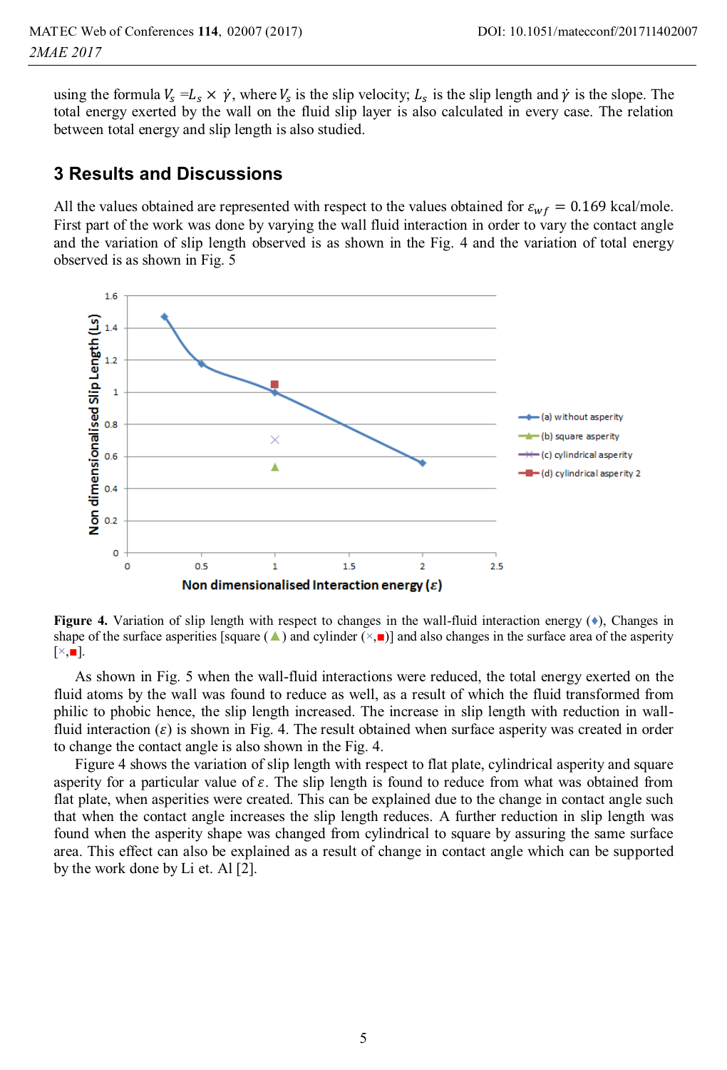using the formula $V_s = L_s \times \dot{\gamma}$, where $V_s$ is the slip velocity; $L_s$ is the slip length and $\dot{\gamma}$ is the slope. The total energy exerted by the wall on the fluid slip layer is also calculated in every case. The relation between total energy and slip length is also studied.

## 3 Results and Discussions

All the values obtained are represented with respect to the values obtained for $\varepsilon_{wf} = 0.169$ kcal/mole. First part of the work was done by varying the wall fluid interaction in order to vary the contact angle and the variation of slip length observed is as shown in the Fig. 4 and the variation of total energy observed is as shown in Fig. 5

**Figure 4.** Variation of slip length with respect to changes in the wall-fluid interaction energy (♦), Changes in shape of the surface asperities [square (▲) and cylinder (×,■)] and also changes in the surface area of the asperity [×,■].

As shown in Fig. 5 when the wall-fluid interactions were reduced, the total energy exerted on the fluid atoms by the wall was found to reduce as well, as a result of which the fluid transformed from philic to phobic hence, the slip length increased. The increase in slip length with reduction in wall-fluid interaction ($\varepsilon$) is shown in Fig. 4. The result obtained when surface asperity was created in order to change the contact angle is also shown in the Fig. 4.

Figure 4 shows the variation of slip length with respect to flat plate, cylindrical asperity and square asperity for a particular value of $\varepsilon$. The slip length is found to reduce from what was obtained from flat plate, when asperities were created. This can be explained due to the change in contact angle such that when the contact angle increases the slip length reduces. A further reduction in slip length was found when the asperity shape was changed from cylindrical to square by assuring the same surface area. This effect can also be explained as a result of change in contact angle which can be supported by the work done by Li et. Al [2].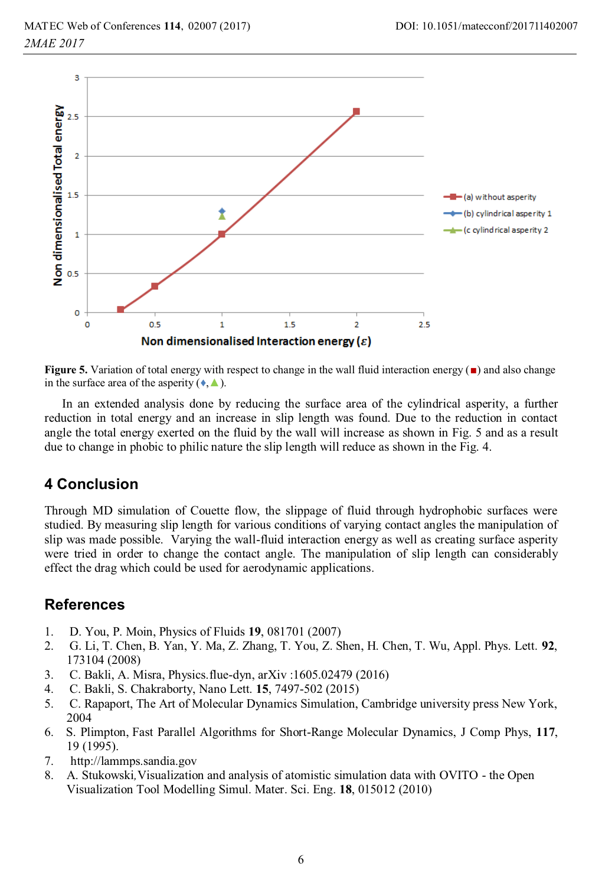Non dimensionalised Total energy

3
2.5
2
1.5
1
0.5
0

0
0.5
1
1.5
2
2.5

Non dimensionalised Interaction energy ($\varepsilon$)

(a) without asperity
(b) cylindrical asperity 1
(c cylindrical asperity 2

**Figure 5.** Variation of total energy with respect to change in the wall fluid interaction energy (■) and also change in the surface area of the asperity (♦, ▲).

In an extended analysis done by reducing the surface area of the cylindrical asperity, a further reduction in total energy and an increase in slip length was found. Due to the reduction in contact angle the total energy exerted on the fluid by the wall will increase as shown in Fig. 5 and as a result due to change in phobic to philic nature the slip length will reduce as shown in the Fig. 4.

## 4 Conclusion

Through MD simulation of Couette flow, the slippage of fluid through hydrophobic surfaces were studied. By measuring slip length for various conditions of varying contact angles the manipulation of slip was made possible. Varying the wall-fluid interaction energy as well as creating surface asperity were tried in order to change the contact angle. The manipulation of slip length can considerably effect the drag which could be used for aerodynamic applications.

## References

1. D. You, P. Moin, Physics of Fluids **19**, 081701 (2007)
2. G. Li, T. Chen, B. Yan, Y. Ma, Z. Zhang, T. You, Z. Shen, H. Chen, T. Wu, Appl. Phys. Lett. **92**, 173104 (2008)
3. C. Bakli, A. Misra, Physics.flue-dyn, arXiv :1605.02479 (2016)
4. C. Bakli, S. Chakraborty, Nano Lett. **15**, 7497-502 (2015)
5. C. Rapaport, The Art of Molecular Dynamics Simulation, Cambridge university press New York, 2004
6. S. Plimpton, Fast Parallel Algorithms for Short-Range Molecular Dynamics, J Comp Phys, **117**, 19 (1995).
7. http://lammps.sandia.gov
8. A. Stukowski, Visualization and analysis of atomistic simulation data with OVITO - the Open Visualization Tool Modelling Simul. Mater. Sci. Eng. **18**, 015012 (2010)